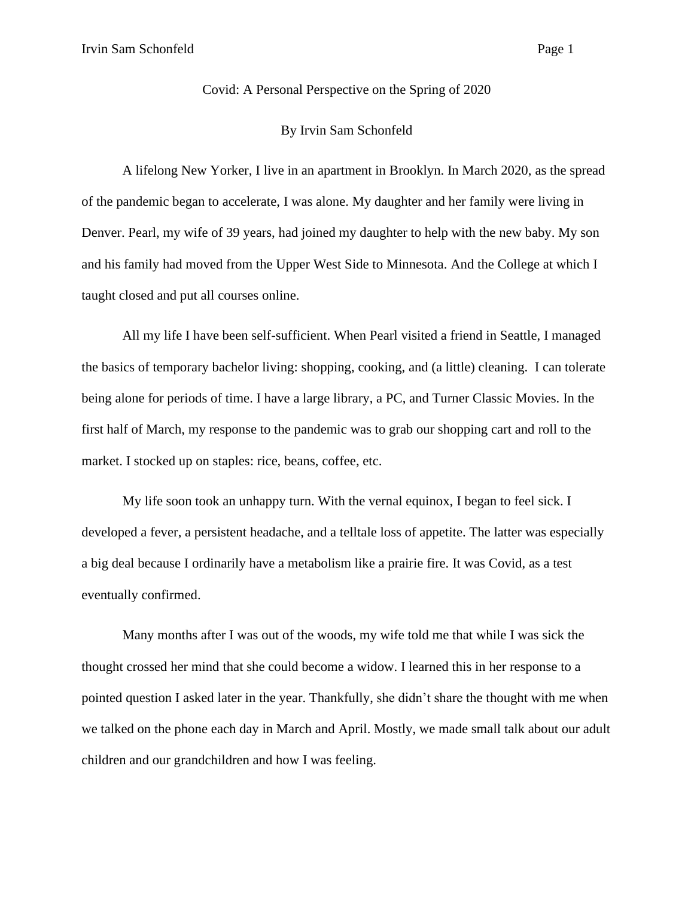# Covid: A Personal Perspective on the Spring of 2020

By Irvin Sam Schonfeld

A lifelong New Yorker, I live in an apartment in Brooklyn. In March 2020, as the spread of the pandemic began to accelerate, I was alone. My daughter and her family were living in Denver. Pearl, my wife of 39 years, had joined my daughter to help with the new baby. My son and his family had moved from the Upper West Side to Minnesota. And the College at which I taught closed and put all courses online.

All my life I have been self-sufficient. When Pearl visited a friend in Seattle, I managed the basics of temporary bachelor living: shopping, cooking, and (a little) cleaning. I can tolerate being alone for periods of time. I have a large library, a PC, and Turner Classic Movies. In the first half of March, my response to the pandemic was to grab our shopping cart and roll to the market. I stocked up on staples: rice, beans, coffee, etc.

My life soon took an unhappy turn. With the vernal equinox, I began to feel sick. I developed a fever, a persistent headache, and a telltale loss of appetite. The latter was especially a big deal because I ordinarily have a metabolism like a prairie fire. It was Covid, as a test eventually confirmed.

Many months after I was out of the woods, my wife told me that while I was sick the thought crossed her mind that she could become a widow. I learned this in her response to a pointed question I asked later in the year. Thankfully, she didn't share the thought with me when we talked on the phone each day in March and April. Mostly, we made small talk about our adult children and our grandchildren and how I was feeling.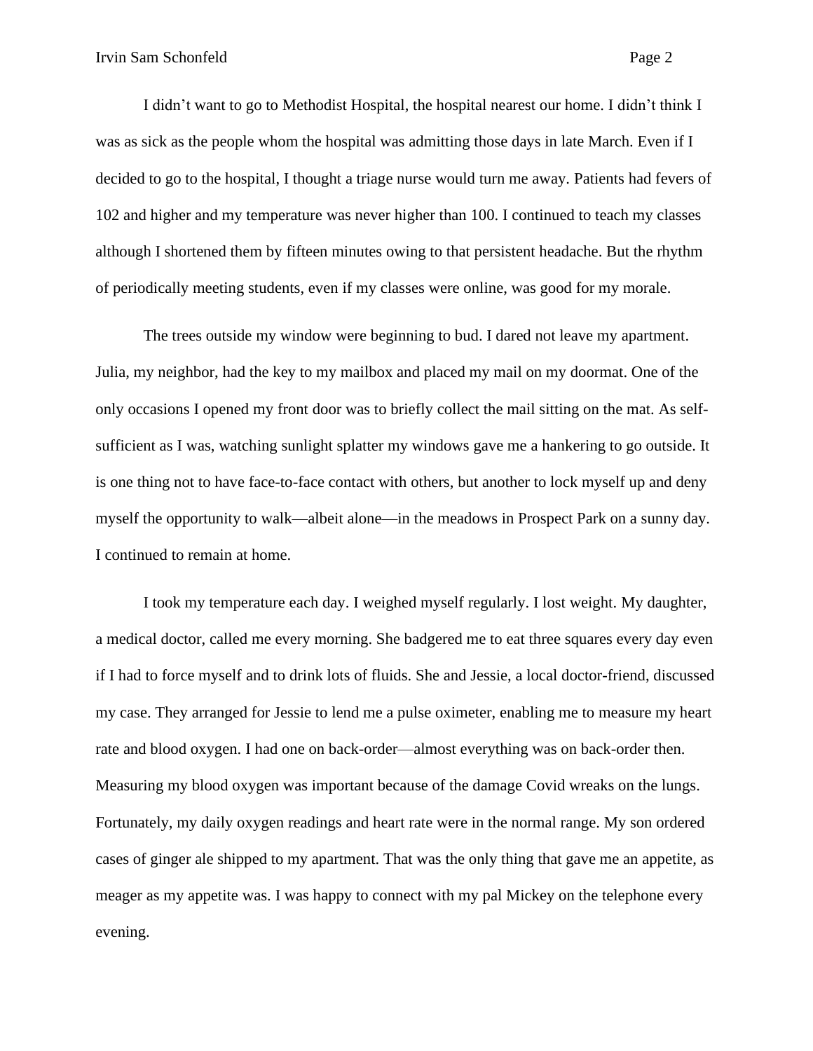I didn't want to go to Methodist Hospital, the hospital nearest our home. I didn't think I was as sick as the people whom the hospital was admitting those days in late March. Even if I decided to go to the hospital, I thought a triage nurse would turn me away. Patients had fevers of 102 and higher and my temperature was never higher than 100. I continued to teach my classes although I shortened them by fifteen minutes owing to that persistent headache. But the rhythm of periodically meeting students, even if my classes were online, was good for my morale.

The trees outside my window were beginning to bud. I dared not leave my apartment. Julia, my neighbor, had the key to my mailbox and placed my mail on my doormat. One of the only occasions I opened my front door was to briefly collect the mail sitting on the mat. As self-sufficient as I was, watching sunlight splatter my windows gave me a hankering to go outside. It is one thing not to have face-to-face contact with others, but another to lock myself up and deny myself the opportunity to walk—albeit alone—in the meadows in Prospect Park on a sunny day. I continued to remain at home.

I took my temperature each day. I weighed myself regularly. I lost weight. My daughter, a medical doctor, called me every morning. She badgered me to eat three squares every day even if I had to force myself and to drink lots of fluids. She and Jessie, a local doctor-friend, discussed my case. They arranged for Jessie to lend me a pulse oximeter, enabling me to measure my heart rate and blood oxygen. I had one on back-order—almost everything was on back-order then. Measuring my blood oxygen was important because of the damage Covid wreaks on the lungs. Fortunately, my daily oxygen readings and heart rate were in the normal range. My son ordered cases of ginger ale shipped to my apartment. That was the only thing that gave me an appetite, as meager as my appetite was. I was happy to connect with my pal Mickey on the telephone every evening.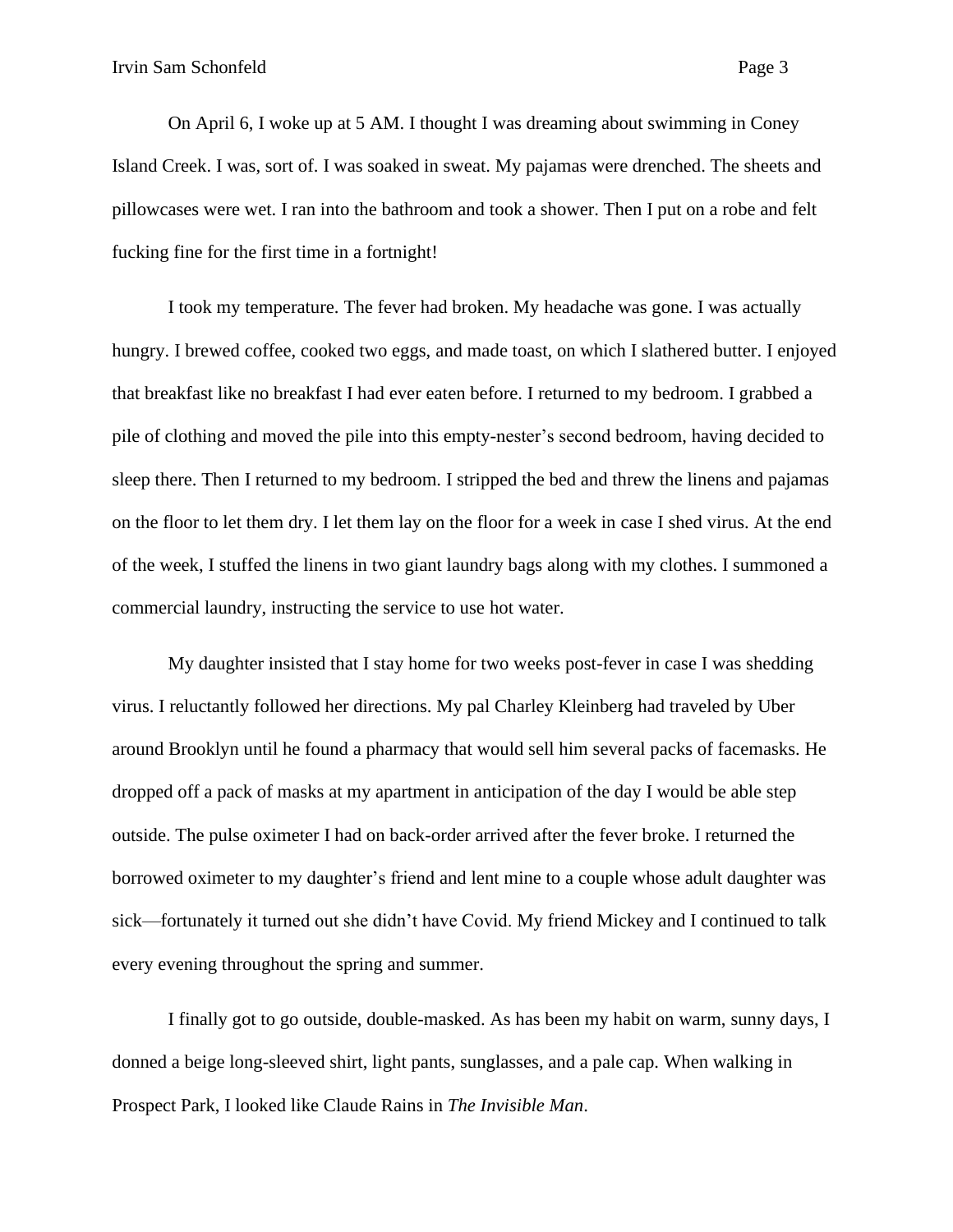On April 6, I woke up at 5 AM. I thought I was dreaming about swimming in Coney Island Creek. I was, sort of. I was soaked in sweat. My pajamas were drenched. The sheets and pillowcases were wet. I ran into the bathroom and took a shower. Then I put on a robe and felt fucking fine for the first time in a fortnight!

I took my temperature. The fever had broken. My headache was gone. I was actually hungry. I brewed coffee, cooked two eggs, and made toast, on which I slathered butter. I enjoyed that breakfast like no breakfast I had ever eaten before. I returned to my bedroom. I grabbed a pile of clothing and moved the pile into this empty-nester's second bedroom, having decided to sleep there. Then I returned to my bedroom. I stripped the bed and threw the linens and pajamas on the floor to let them dry. I let them lay on the floor for a week in case I shed virus. At the end of the week, I stuffed the linens in two giant laundry bags along with my clothes. I summoned a commercial laundry, instructing the service to use hot water.

My daughter insisted that I stay home for two weeks post-fever in case I was shedding virus. I reluctantly followed her directions. My pal Charley Kleinberg had traveled by Uber around Brooklyn until he found a pharmacy that would sell him several packs of facemasks. He dropped off a pack of masks at my apartment in anticipation of the day I would be able step outside. The pulse oximeter I had on back-order arrived after the fever broke. I returned the borrowed oximeter to my daughter's friend and lent mine to a couple whose adult daughter was sick—fortunately it turned out she didn't have Covid. My friend Mickey and I continued to talk every evening throughout the spring and summer.

I finally got to go outside, double-masked. As has been my habit on warm, sunny days, I donned a beige long-sleeved shirt, light pants, sunglasses, and a pale cap. When walking in Prospect Park, I looked like Claude Rains in *The Invisible Man*.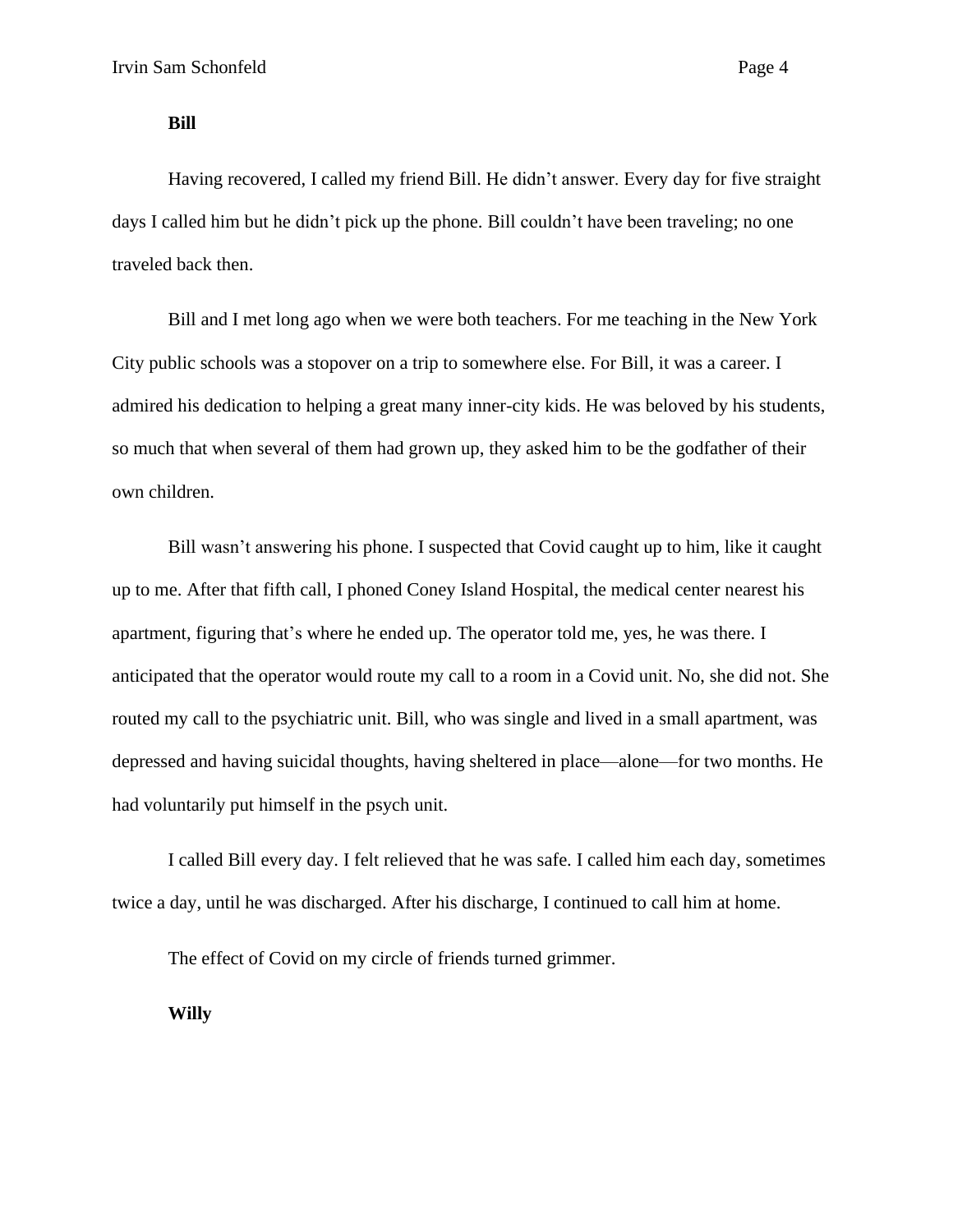**Bill**

Having recovered, I called my friend Bill. He didn't answer. Every day for five straight days I called him but he didn't pick up the phone. Bill couldn't have been traveling; no one traveled back then.

Bill and I met long ago when we were both teachers. For me teaching in the New York City public schools was a stopover on a trip to somewhere else. For Bill, it was a career. I admired his dedication to helping a great many inner-city kids. He was beloved by his students, so much that when several of them had grown up, they asked him to be the godfather of their own children.

Bill wasn't answering his phone. I suspected that Covid caught up to him, like it caught up to me. After that fifth call, I phoned Coney Island Hospital, the medical center nearest his apartment, figuring that's where he ended up. The operator told me, yes, he was there. I anticipated that the operator would route my call to a room in a Covid unit. No, she did not. She routed my call to the psychiatric unit. Bill, who was single and lived in a small apartment, was depressed and having suicidal thoughts, having sheltered in place—alone—for two months. He had voluntarily put himself in the psych unit.

I called Bill every day. I felt relieved that he was safe. I called him each day, sometimes twice a day, until he was discharged. After his discharge, I continued to call him at home.

The effect of Covid on my circle of friends turned grimmer.

**Willy**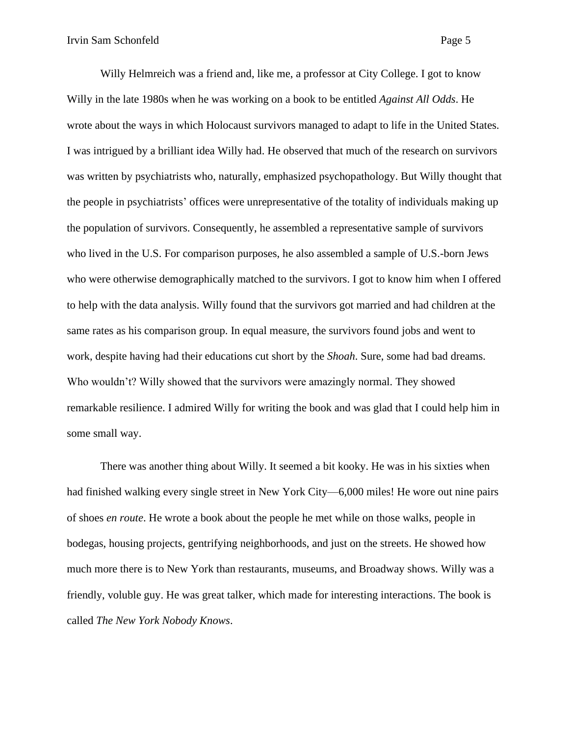Willy Helmreich was a friend and, like me, a professor at City College. I got to know Willy in the late 1980s when he was working on a book to be entitled *Against All Odds*. He wrote about the ways in which Holocaust survivors managed to adapt to life in the United States. I was intrigued by a brilliant idea Willy had. He observed that much of the research on survivors was written by psychiatrists who, naturally, emphasized psychopathology. But Willy thought that the people in psychiatrists' offices were unrepresentative of the totality of individuals making up the population of survivors. Consequently, he assembled a representative sample of survivors who lived in the U.S. For comparison purposes, he also assembled a sample of U.S.-born Jews who were otherwise demographically matched to the survivors. I got to know him when I offered to help with the data analysis. Willy found that the survivors got married and had children at the same rates as his comparison group. In equal measure, the survivors found jobs and went to work, despite having had their educations cut short by the *Shoah*. Sure, some had bad dreams. Who wouldn't? Willy showed that the survivors were amazingly normal. They showed remarkable resilience. I admired Willy for writing the book and was glad that I could help him in some small way.

There was another thing about Willy. It seemed a bit kooky. He was in his sixties when had finished walking every single street in New York City—6,000 miles! He wore out nine pairs of shoes *en route*. He wrote a book about the people he met while on those walks, people in bodegas, housing projects, gentrifying neighborhoods, and just on the streets. He showed how much more there is to New York than restaurants, museums, and Broadway shows. Willy was a friendly, voluble guy. He was great talker, which made for interesting interactions. The book is called *The New York Nobody Knows*.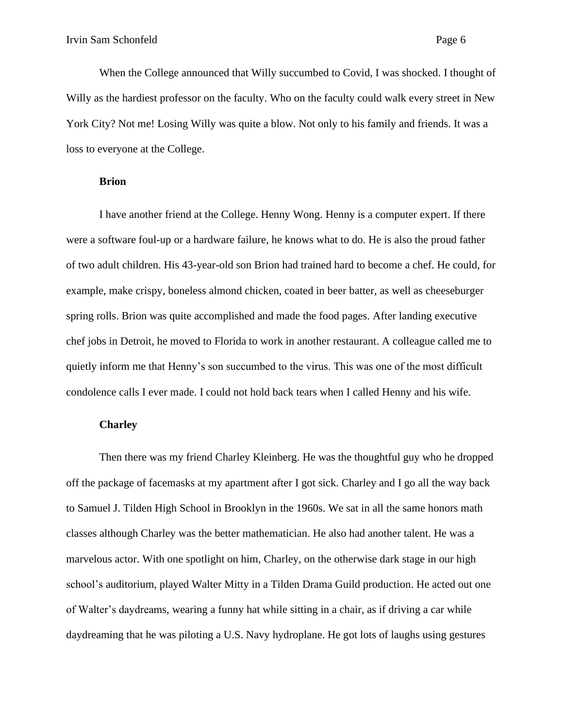When the College announced that Willy succumbed to Covid, I was shocked. I thought of Willy as the hardiest professor on the faculty. Who on the faculty could walk every street in New York City? Not me! Losing Willy was quite a blow. Not only to his family and friends. It was a loss to everyone at the College.

**Brion**

I have another friend at the College. Henny Wong. Henny is a computer expert. If there were a software foul-up or a hardware failure, he knows what to do. He is also the proud father of two adult children. His 43-year-old son Brion had trained hard to become a chef. He could, for example, make crispy, boneless almond chicken, coated in beer batter, as well as cheeseburger spring rolls. Brion was quite accomplished and made the food pages. After landing executive chef jobs in Detroit, he moved to Florida to work in another restaurant. A colleague called me to quietly inform me that Henny's son succumbed to the virus. This was one of the most difficult condolence calls I ever made. I could not hold back tears when I called Henny and his wife.

**Charley**

Then there was my friend Charley Kleinberg. He was the thoughtful guy who he dropped off the package of facemasks at my apartment after I got sick. Charley and I go all the way back to Samuel J. Tilden High School in Brooklyn in the 1960s. We sat in all the same honors math classes although Charley was the better mathematician. He also had another talent. He was a marvelous actor. With one spotlight on him, Charley, on the otherwise dark stage in our high school's auditorium, played Walter Mitty in a Tilden Drama Guild production. He acted out one of Walter's daydreams, wearing a funny hat while sitting in a chair, as if driving a car while daydreaming that he was piloting a U.S. Navy hydroplane. He got lots of laughs using gestures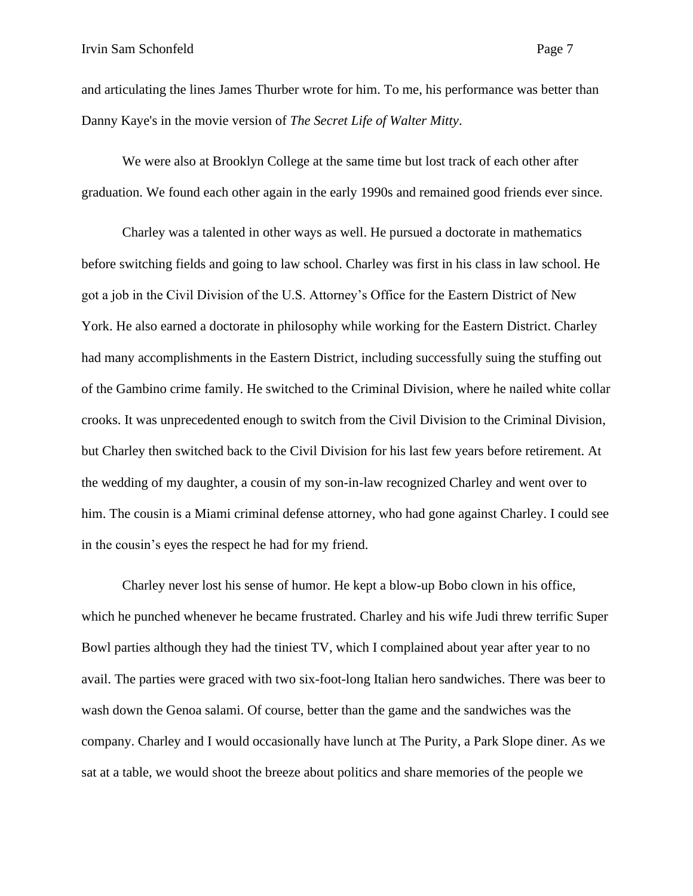and articulating the lines James Thurber wrote for him. To me, his performance was better than Danny Kaye's in the movie version of *The Secret Life of Walter Mitty*.

We were also at Brooklyn College at the same time but lost track of each other after graduation. We found each other again in the early 1990s and remained good friends ever since.

Charley was a talented in other ways as well. He pursued a doctorate in mathematics before switching fields and going to law school. Charley was first in his class in law school. He got a job in the Civil Division of the U.S. Attorney's Office for the Eastern District of New York. He also earned a doctorate in philosophy while working for the Eastern District. Charley had many accomplishments in the Eastern District, including successfully suing the stuffing out of the Gambino crime family. He switched to the Criminal Division, where he nailed white collar crooks. It was unprecedented enough to switch from the Civil Division to the Criminal Division, but Charley then switched back to the Civil Division for his last few years before retirement. At the wedding of my daughter, a cousin of my son-in-law recognized Charley and went over to him. The cousin is a Miami criminal defense attorney, who had gone against Charley. I could see in the cousin's eyes the respect he had for my friend.

Charley never lost his sense of humor. He kept a blow-up Bobo clown in his office, which he punched whenever he became frustrated. Charley and his wife Judi threw terrific Super Bowl parties although they had the tiniest TV, which I complained about year after year to no avail. The parties were graced with two six-foot-long Italian hero sandwiches. There was beer to wash down the Genoa salami. Of course, better than the game and the sandwiches was the company. Charley and I would occasionally have lunch at The Purity, a Park Slope diner. As we sat at a table, we would shoot the breeze about politics and share memories of the people we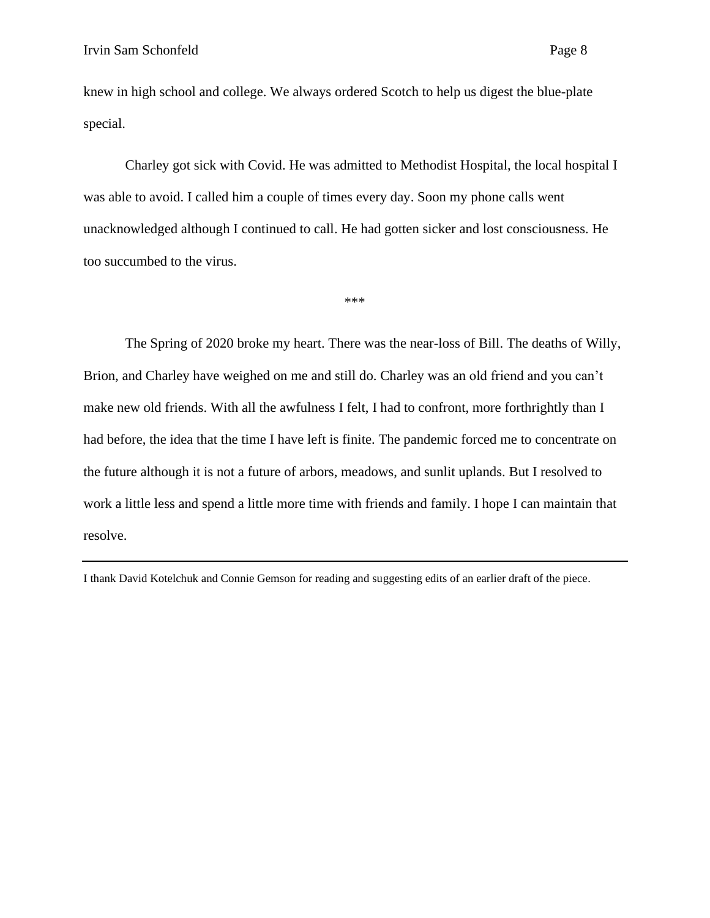knew in high school and college. We always ordered Scotch to help us digest the blue-plate special.

Charley got sick with Covid. He was admitted to Methodist Hospital, the local hospital I was able to avoid. I called him a couple of times every day. Soon my phone calls went unacknowledged although I continued to call. He had gotten sicker and lost consciousness. He too succumbed to the virus.

***

The Spring of 2020 broke my heart. There was the near-loss of Bill. The deaths of Willy, Brion, and Charley have weighed on me and still do. Charley was an old friend and you can't make new old friends. With all the awfulness I felt, I had to confront, more forthrightly than I had before, the idea that the time I have left is finite. The pandemic forced me to concentrate on the future although it is not a future of arbors, meadows, and sunlit uplands. But I resolved to work a little less and spend a little more time with friends and family. I hope I can maintain that resolve.

---

I thank David Kotelchuk and Connie Gemson for reading and suggesting edits of an earlier draft of the piece.